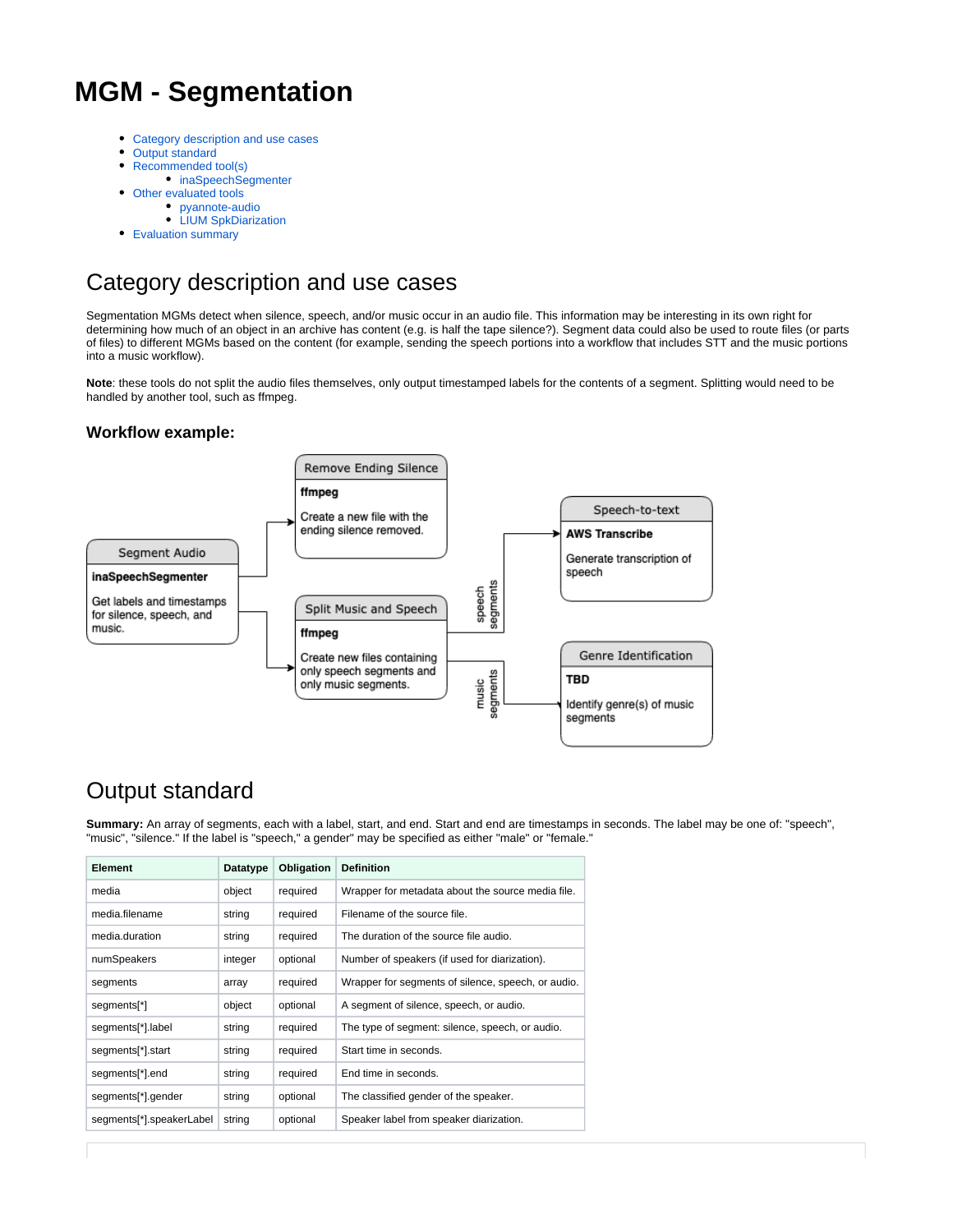# MGM - Segmentation

- Category description and use cases
- Output standard
- Recommended tool(s)
    - inaSpeechSegmenter
- Other evaluated tools
    - pyannote-audio
    - LIUM SpkDiarization
- Evaluation summary

## Category description and use cases

Segmentation MGMs detect when silence, speech, and/or music occur in an audio file. This information may be interesting in its own right for determining how much of an object in an archive has content (e.g. is half the tape silence?). Segment data could also be used to route files (or parts of files) to different MGMs based on the content (for example, sending the speech portions into a workflow that includes STT and the music portions into a music workflow).

**Note**: these tools do not split the audio files themselves, only output timestamped labels for the contents of a segment. Splitting would need to be handled by another tool, such as ffmpeg.

### Workflow example:

Segment Audio
**inaSpeechSegmenter**
Get labels and timestamps for silence, speech, and music.

Remove Ending Silence
**ffmpeg**
Create a new file with the ending silence removed.

Split Music and Speech
**ffmpeg**
Create new files containing only speech segments and only music segments.

speech segments

Speech-to-text
**AWS Transcribe**
Generate transcription of speech

music segments

Genre Identification
**TBD**
Identify genre(s) of music segments

## Output standard

**Summary:** An array of segments, each with a label, start, and end. Start and end are timestamps in seconds. The label may be one of: "speech", "music", "silence." If the label is "speech," a gender" may be specified as either "male" or "female."

| Element | Datatype | Obligation | Definition |
|---|---|---|---|
| media | object | required | Wrapper for metadata about the source media file. |
| media.filename | string | required | Filename of the source file. |
| media.duration | string | required | The duration of the source file audio. |
| numSpeakers | integer | optional | Number of speakers (if used for diarization). |
| segments | array | required | Wrapper for segments of silence, speech, or audio. |
| segments[*] | object | optional | A segment of silence, speech, or audio. |
| segments[*].label | string | required | The type of segment: silence, speech, or audio. |
| segments[*].start | string | required | Start time in seconds. |
| segments[*].end | string | required | End time in seconds. |
| segments[*].gender | string | optional | The classified gender of the speaker. |
| segments[*].speakerLabel | string | optional | Speaker label from speaker diarization. |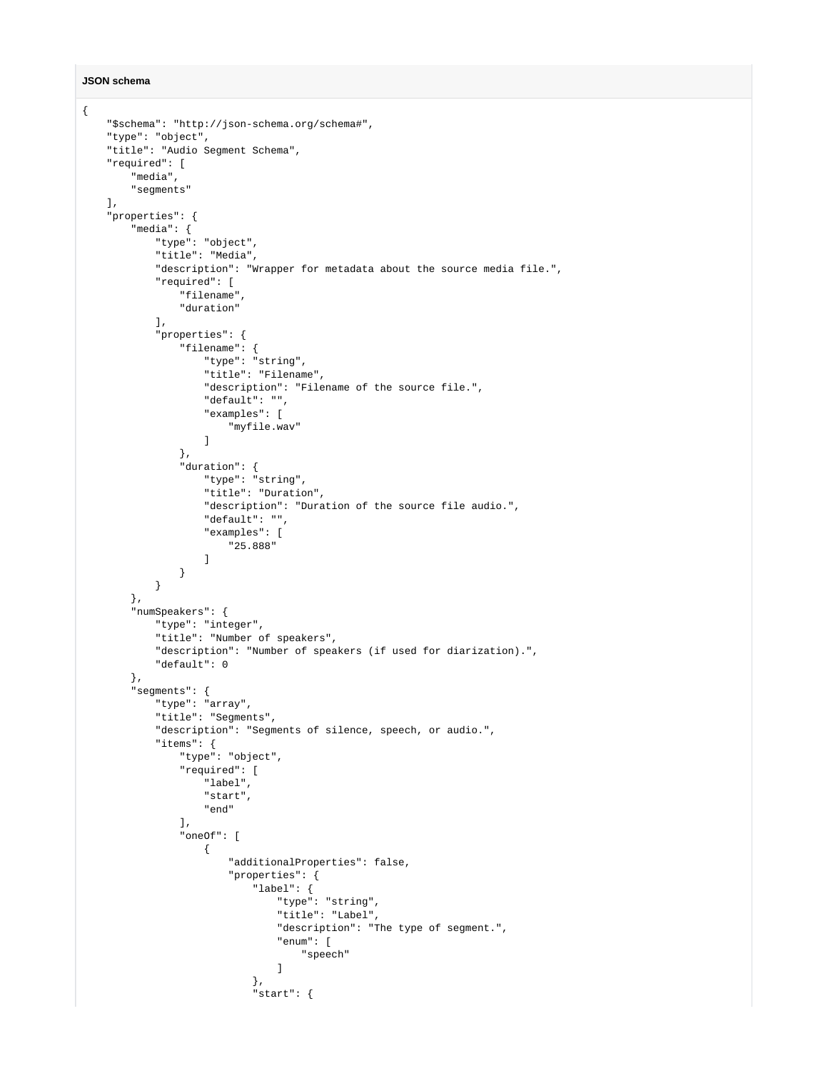**JSON schema**

```
{
    "$schema": "http://json-schema.org/schema#",
    "type": "object",
    "title": "Audio Segment Schema",
    "required": [
        "media",
        "segments"
    ],
    "properties": {
        "media": {
            "type": "object",
            "title": "Media",
            "description": "Wrapper for metadata about the source media file.",
            "required": [
                "filename",
                "duration"
            ],
            "properties": {
                "filename": {
                    "type": "string",
                    "title": "Filename",
                    "description": "Filename of the source file.",
                    "default": "",
                    "examples": [
                        "myfile.wav"
                    ]
                },
                "duration": {
                    "type": "string",
                    "title": "Duration",
                    "description": "Duration of the source file audio.",
                    "default": "",
                    "examples": [
                        "25.888"
                    ]
                }
            }
        },
        "numSpeakers": {
            "type": "integer",
            "title": "Number of speakers",
            "description": "Number of speakers (if used for diarization).",
            "default": 0
        },
        "segments": {
            "type": "array",
            "title": "Segments",
            "description": "Segments of silence, speech, or audio.",
            "items": {
                "type": "object",
                "required": [
                    "label",
                    "start",
                    "end"
                ],
                "oneOf": [
                    {
                        "additionalProperties": false,
                        "properties": {
                            "label": {
                                "type": "string",
                                "title": "Label",
                                "description": "The type of segment.",
                                "enum": [
                                    "speech"
                                ]
                            },
                            "start": {
```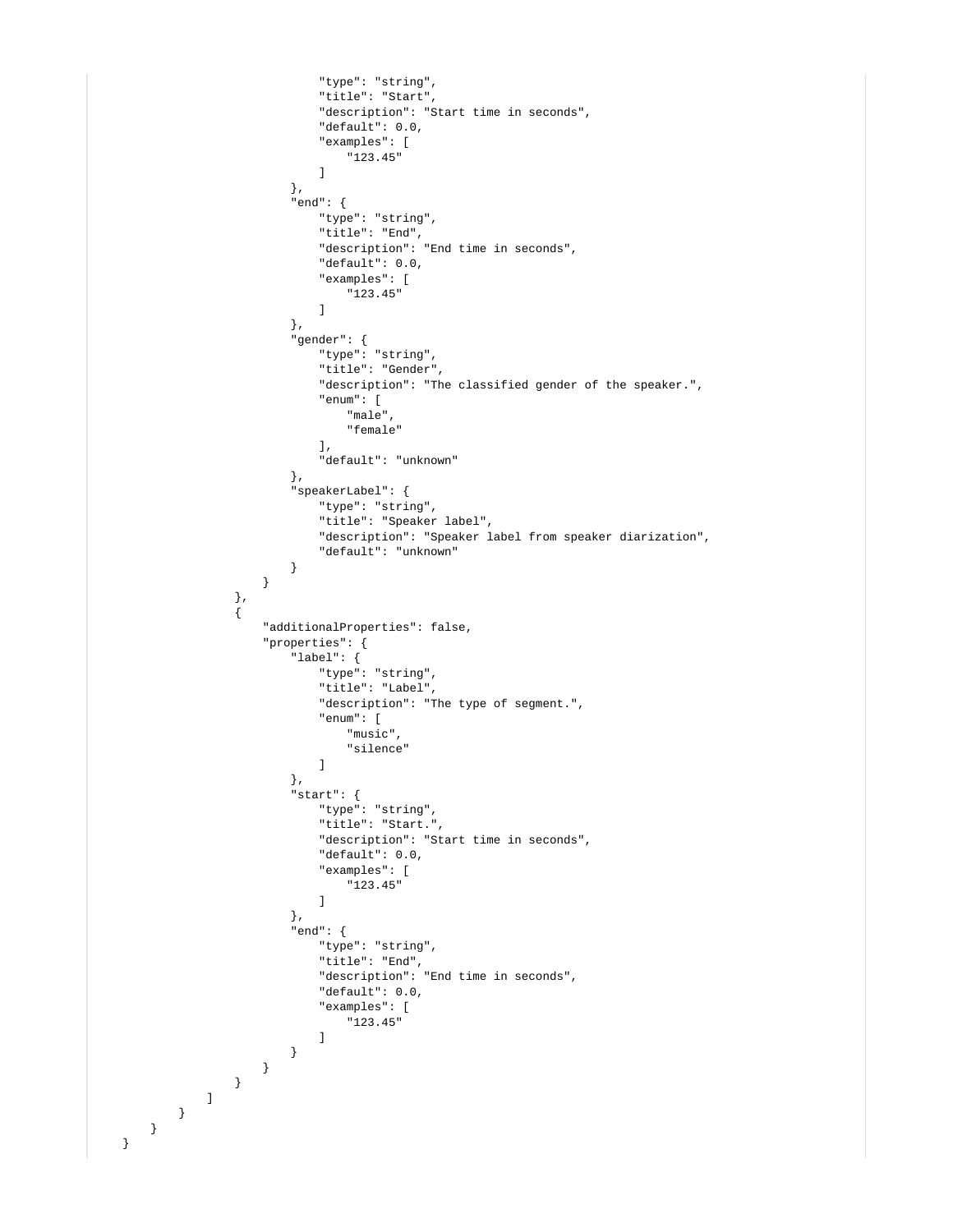```
                        "type": "string",
                        "title": "Start",
                        "description": "Start time in seconds",
                        "default": 0.0,
                        "examples": [
                            "123.45"
                        ]
                    },
                    "end": {
                        "type": "string",
                        "title": "End",
                        "description": "End time in seconds",
                        "default": 0.0,
                        "examples": [
                            "123.45"
                        ]
                    },
                    "gender": {
                        "type": "string",
                        "title": "Gender",
                        "description": "The classified gender of the speaker.",
                        "enum": [
                            "male",
                            "female"
                        ],
                        "default": "unknown"
                    },
                    "speakerLabel": {
                        "type": "string",
                        "title": "Speaker label",
                        "description": "Speaker label from speaker diarization",
                        "default": "unknown"
                    }
                }
            },
            {
                "additionalProperties": false,
                "properties": {
                    "label": {
                        "type": "string",
                        "title": "Label",
                        "description": "The type of segment.",
                        "enum": [
                            "music",
                            "silence"
                        ]
                    },
                    "start": {
                        "type": "string",
                        "title": "Start.",
                        "description": "Start time in seconds",
                        "default": 0.0,
                        "examples": [
                            "123.45"
                        ]
                    },
                    "end": {
                        "type": "string",
                        "title": "End",
                        "description": "End time in seconds",
                        "default": 0.0,
                        "examples": [
                            "123.45"
                        ]
                    }
                }
            }
        ]
    }
  }
}
```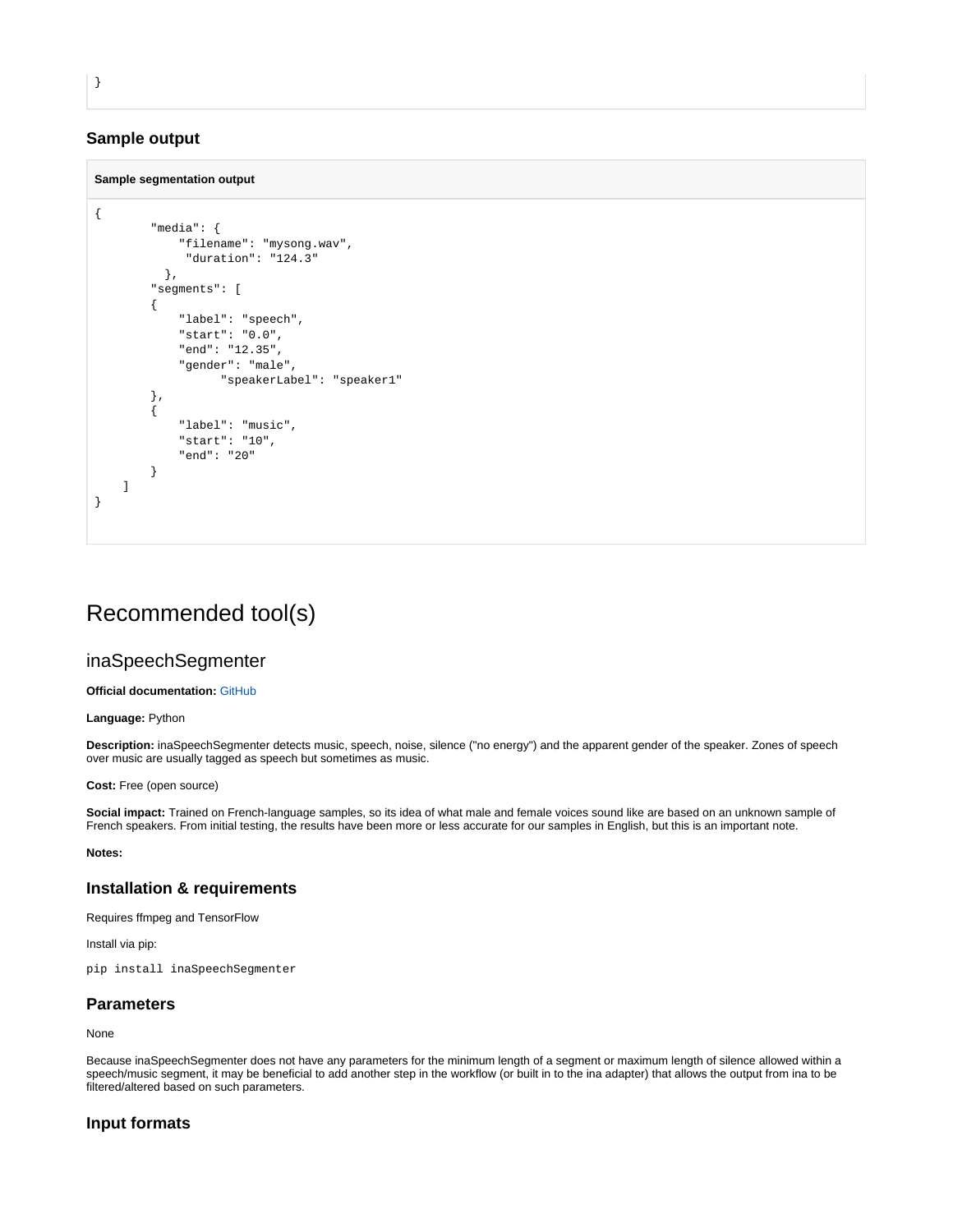```
}
```

### Sample output

**Sample segmentation output**

```
{
        "media": {
            "filename": "mysong.wav",
             "duration": "124.3"
          },
        "segments": [
        {
            "label": "speech",
            "start": "0.0",
            "end": "12.35",
            "gender": "male",
                  "speakerLabel": "speaker1"
        },
        {
            "label": "music",
            "start": "10",
            "end": "20"
        }
    ]
}
```

# Recommended tool(s)

## inaSpeechSegmenter

**Official documentation:** GitHub

**Language:** Python

**Description:** inaSpeechSegmenter detects music, speech, noise, silence ("no energy") and the apparent gender of the speaker. Zones of speech over music are usually tagged as speech but sometimes as music.

**Cost:** Free (open source)

**Social impact:** Trained on French-language samples, so its idea of what male and female voices sound like are based on an unknown sample of French speakers. From initial testing, the results have been more or less accurate for our samples in English, but this is an important note.

**Notes:**

### Installation & requirements

Requires ffmpeg and TensorFlow

Install via pip:

```
pip install inaSpeechSegmenter
```

### Parameters

None

Because inaSpeechSegmenter does not have any parameters for the minimum length of a segment or maximum length of silence allowed within a speech/music segment, it may be beneficial to add another step in the workflow (or built in to the ina adapter) that allows the output from ina to be filtered/altered based on such parameters.

### Input formats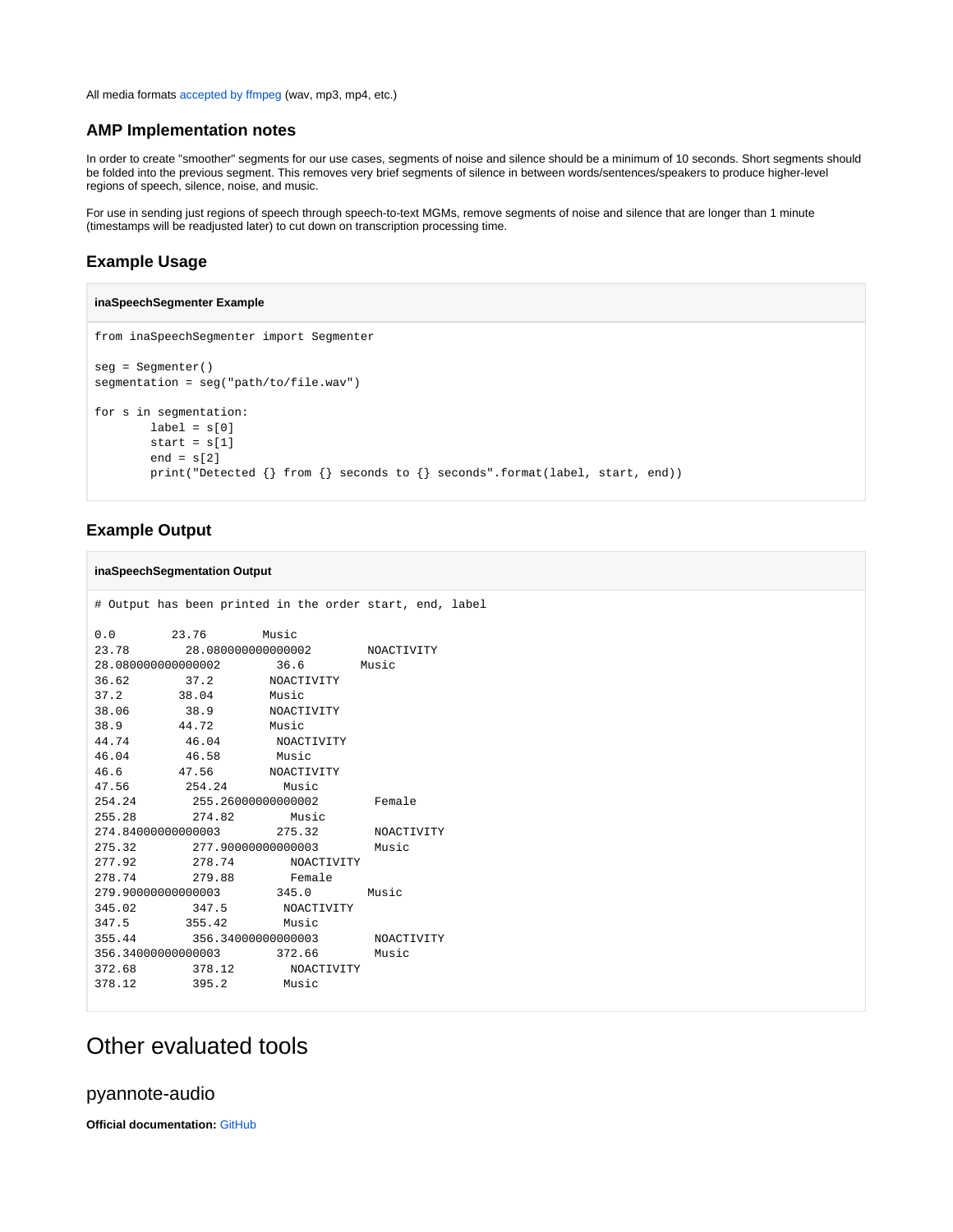All media formats accepted by ffmpeg (wav, mp3, mp4, etc.)

### AMP Implementation notes

In order to create "smoother" segments for our use cases, segments of noise and silence should be a minimum of 10 seconds. Short segments should be folded into the previous segment. This removes very brief segments of silence in between words/sentences/speakers to produce higher-level regions of speech, silence, noise, and music.

For use in sending just regions of speech through speech-to-text MGMs, remove segments of noise and silence that are longer than 1 minute (timestamps will be readjusted later) to cut down on transcription processing time.

### Example Usage

**inaSpeechSegmenter Example**

```
from inaSpeechSegmenter import Segmenter

seg = Segmenter()
segmentation = seg("path/to/file.wav")

for s in segmentation:
        label = s[0]
        start = s[1]
        end = s[2]
        print("Detected {} from {} seconds to {} seconds".format(label, start, end))
```

### Example Output

**inaSpeechSegmentation Output**

```
# Output has been printed in the order start, end, label

0.0        23.76        Music
23.78        28.080000000000002        NOACTIVITY
28.080000000000002        36.6        Music
36.62        37.2        NOACTIVITY
37.2        38.04        Music
38.06        38.9        NOACTIVITY
38.9        44.72        Music
44.74        46.04        NOACTIVITY
46.04        46.58        Music
46.6        47.56        NOACTIVITY
47.56        254.24        Music
254.24        255.26000000000002        Female
255.28        274.82        Music
274.84000000000003        275.32        NOACTIVITY
275.32        277.90000000000003        Music
277.92        278.74        NOACTIVITY
278.74        279.88        Female
279.90000000000003        345.0        Music
345.02        347.5        NOACTIVITY
347.5        355.42        Music
355.44        356.34000000000003        NOACTIVITY
356.34000000000003        372.66        Music
372.68        378.12        NOACTIVITY
378.12        395.2        Music
```

# Other evaluated tools

## pyannote-audio

**Official documentation:** GitHub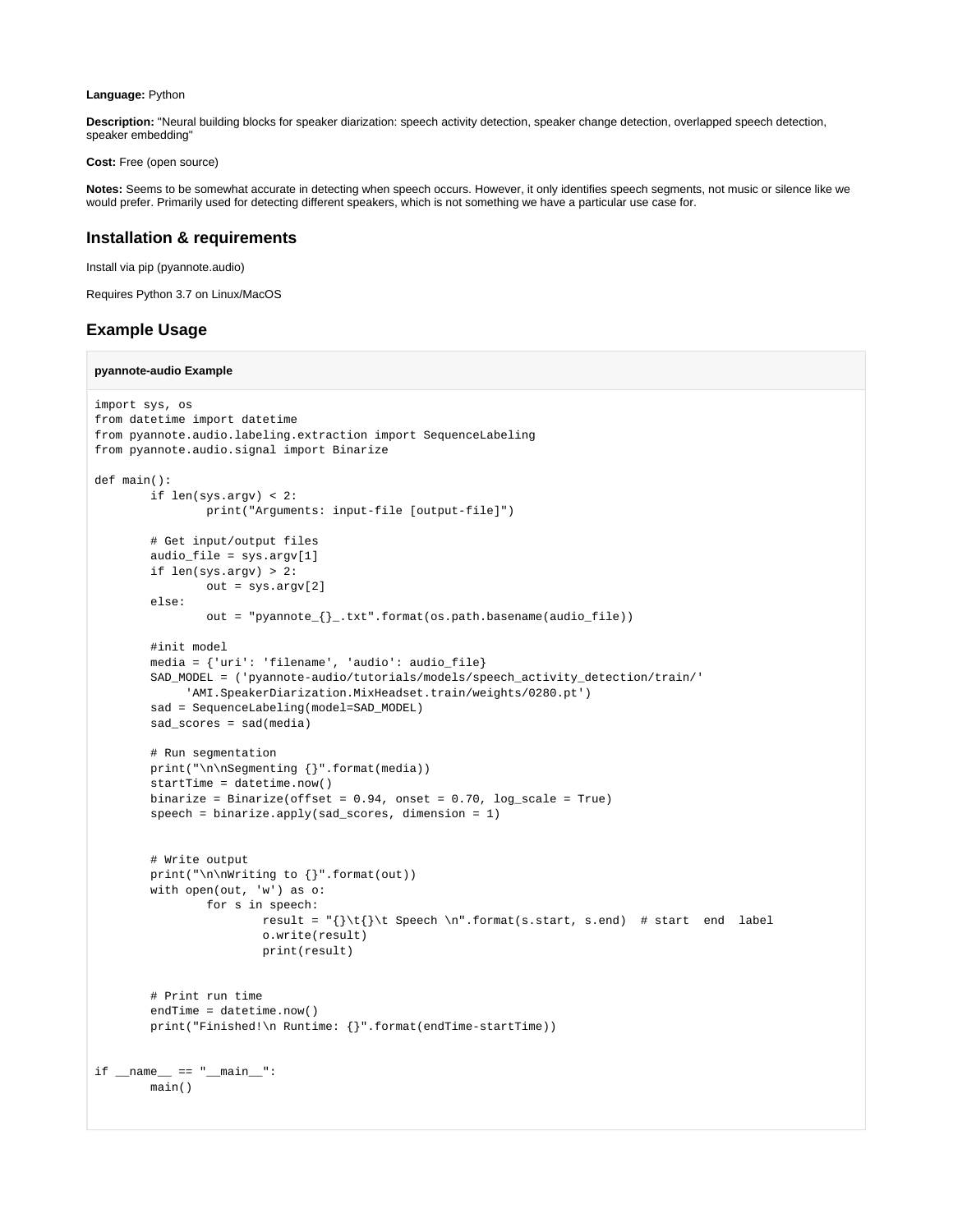**Language:** Python

**Description:** "Neural building blocks for speaker diarization: speech activity detection, speaker change detection, overlapped speech detection, speaker embedding"

**Cost:** Free (open source)

**Notes:** Seems to be somewhat accurate in detecting when speech occurs. However, it only identifies speech segments, not music or silence like we would prefer. Primarily used for detecting different speakers, which is not something we have a particular use case for.

## Installation & requirements

Install via pip (pyannote.audio)

Requires Python 3.7 on Linux/MacOS

## Example Usage

**pyannote-audio Example**

```
import sys, os
from datetime import datetime
from pyannote.audio.labeling.extraction import SequenceLabeling
from pyannote.audio.signal import Binarize

def main():
        if len(sys.argv) < 2:
                print("Arguments: input-file [output-file]")

        # Get input/output files
        audio_file = sys.argv[1]
        if len(sys.argv) > 2:
                out = sys.argv[2]
        else:
                out = "pyannote_{}_.txt".format(os.path.basename(audio_file))

        #init model
        media = {'uri': 'filename', 'audio': audio_file}
        SAD_MODEL = ('pyannote-audio/tutorials/models/speech_activity_detection/train/'
             'AMI.SpeakerDiarization.MixHeadset.train/weights/0280.pt')
        sad = SequenceLabeling(model=SAD_MODEL)
        sad_scores = sad(media)

        # Run segmentation
        print("\n\nSegmenting {}".format(media))
        startTime = datetime.now()
        binarize = Binarize(offset = 0.94, onset = 0.70, log_scale = True)
        speech = binarize.apply(sad_scores, dimension = 1)


        # Write output
        print("\n\nWriting to {}".format(out))
        with open(out, 'w') as o:
                for s in speech:
                        result = "{}\t{}\t Speech \n".format(s.start, s.end)  # start  end  label
                        o.write(result)
                        print(result)


        # Print run time
        endTime = datetime.now()
        print("Finished!\n Runtime: {}".format(endTime-startTime))


if __name__ == "__main__":
        main()
```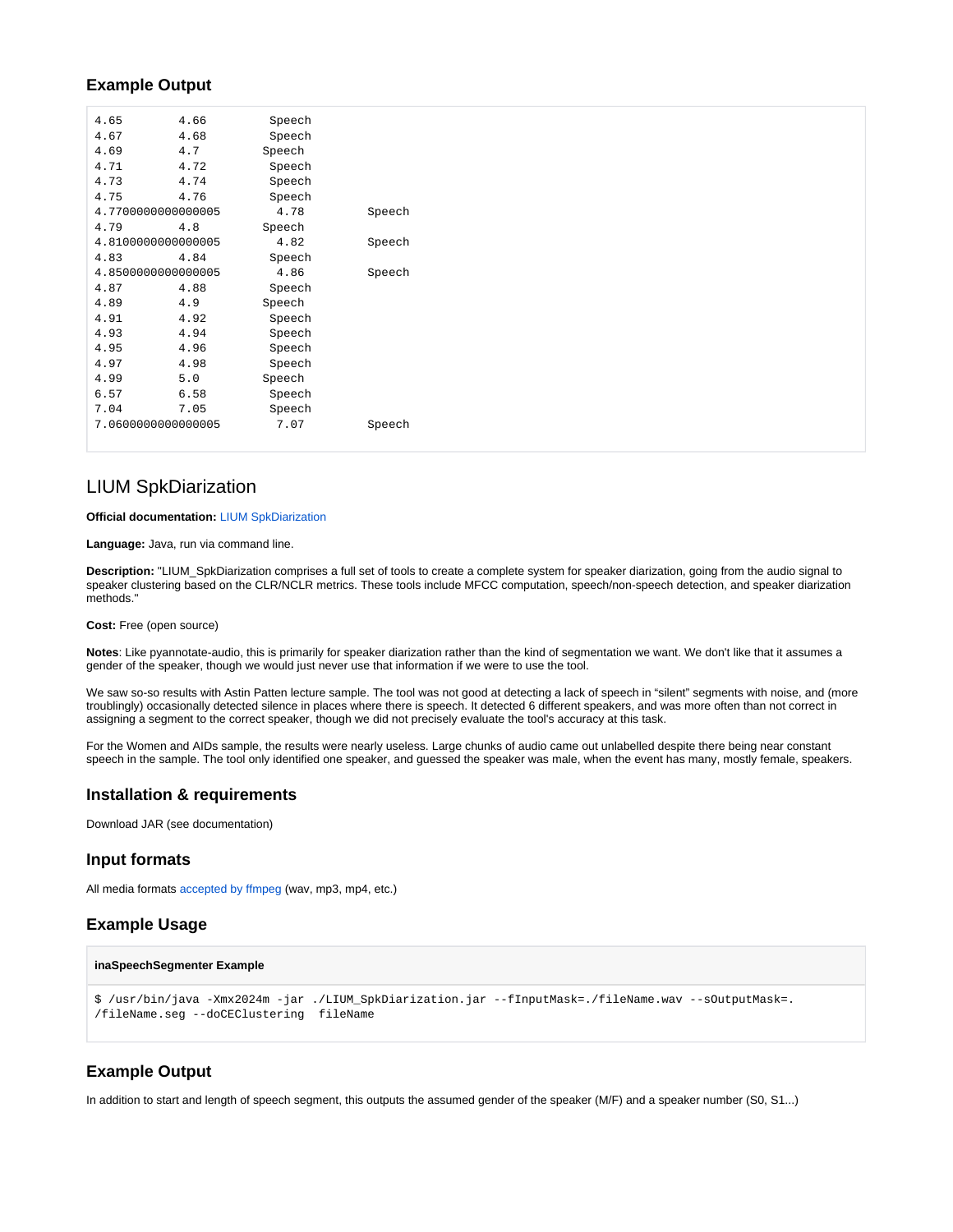## Example Output

```
4.65        4.66        Speech
4.67        4.68        Speech
4.69        4.7        Speech
4.71        4.72        Speech
4.73        4.74        Speech
4.75        4.76        Speech
4.7700000000000005        4.78        Speech
4.79        4.8        Speech
4.8100000000000005        4.82        Speech
4.83        4.84        Speech
4.8500000000000005        4.86        Speech
4.87        4.88        Speech
4.89        4.9        Speech
4.91        4.92        Speech
4.93        4.94        Speech
4.95        4.96        Speech
4.97        4.98        Speech
4.99        5.0        Speech
6.57        6.58        Speech
7.04        7.05        Speech
7.0600000000000005        7.07        Speech
```

# LIUM SpkDiarization

**Official documentation:** LIUM SpkDiarization

**Language:** Java, run via command line.

**Description:** "LIUM_SpkDiarization comprises a full set of tools to create a complete system for speaker diarization, going from the audio signal to speaker clustering based on the CLR/NCLR metrics. These tools include MFCC computation, speech/non-speech detection, and speaker diarization methods."

**Cost:** Free (open source)

**Notes**: Like pyannotate-audio, this is primarily for speaker diarization rather than the kind of segmentation we want. We don't like that it assumes a gender of the speaker, though we would just never use that information if we were to use the tool.

We saw so-so results with Astin Patten lecture sample. The tool was not good at detecting a lack of speech in "silent" segments with noise, and (more troublingly) occasionally detected silence in places where there is speech. It detected 6 different speakers, and was more often than not correct in assigning a segment to the correct speaker, though we did not precisely evaluate the tool's accuracy at this task.

For the Women and AIDs sample, the results were nearly useless. Large chunks of audio came out unlabelled despite there being near constant speech in the sample. The tool only identified one speaker, and guessed the speaker was male, when the event has many, mostly female, speakers.

## Installation & requirements

Download JAR (see documentation)

## Input formats

All media formats accepted by ffmpeg (wav, mp3, mp4, etc.)

## Example Usage

**inaSpeechSegmenter Example**

```
$ /usr/bin/java -Xmx2024m -jar ./LIUM_SpkDiarization.jar --fInputMask=./fileName.wav --sOutputMask=./fileName.seg --doCEClustering  fileName
```

## Example Output

In addition to start and length of speech segment, this outputs the assumed gender of the speaker (M/F) and a speaker number (S0, S1...)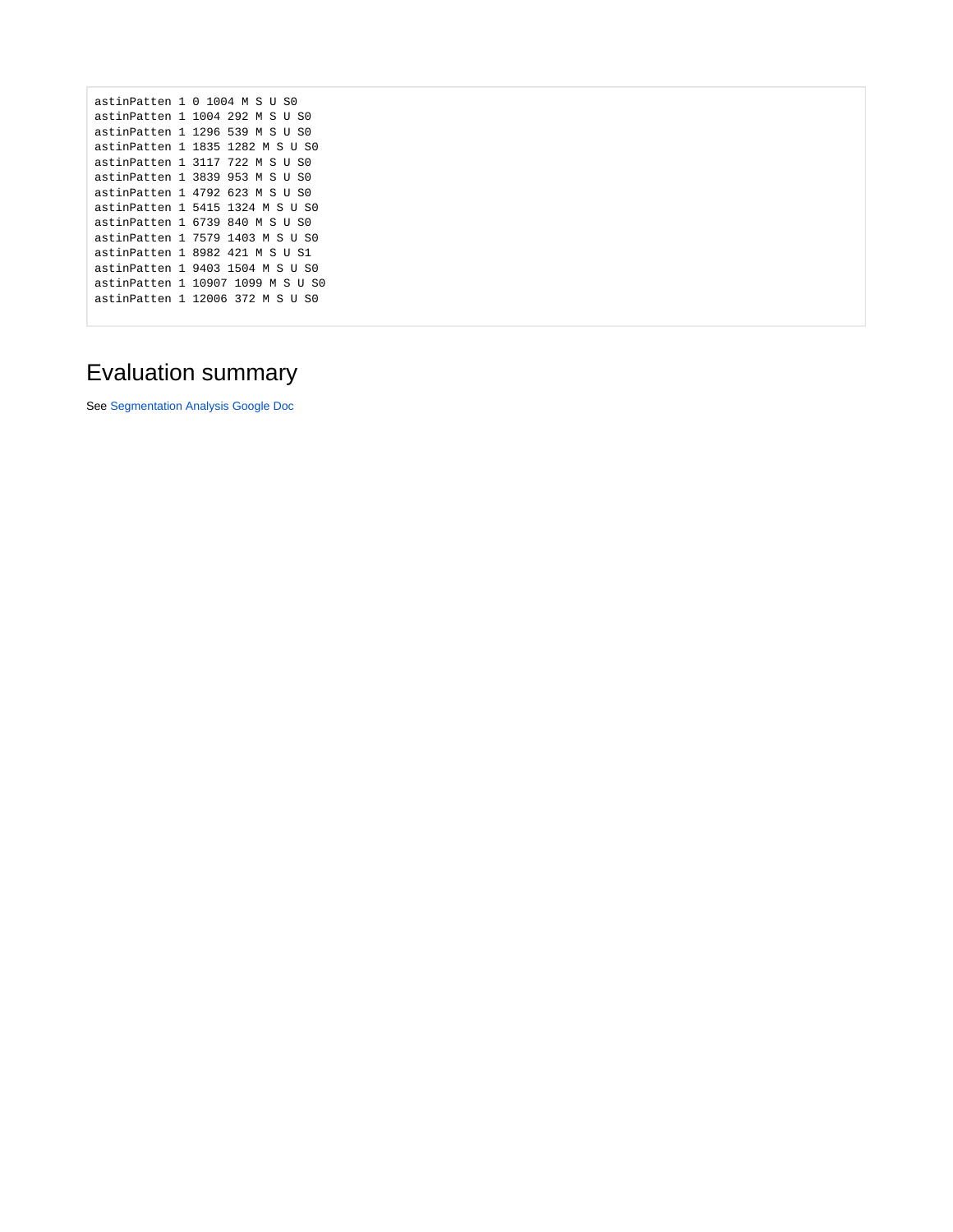```
astinPatten 1 0 1004 M S U S0
astinPatten 1 1004 292 M S U S0
astinPatten 1 1296 539 M S U S0
astinPatten 1 1835 1282 M S U S0
astinPatten 1 3117 722 M S U S0
astinPatten 1 3839 953 M S U S0
astinPatten 1 4792 623 M S U S0
astinPatten 1 5415 1324 M S U S0
astinPatten 1 6739 840 M S U S0
astinPatten 1 7579 1403 M S U S0
astinPatten 1 8982 421 M S U S1
astinPatten 1 9403 1504 M S U S0
astinPatten 1 10907 1099 M S U S0
astinPatten 1 12006 372 M S U S0
```

## Evaluation summary

See Segmentation Analysis Google Doc